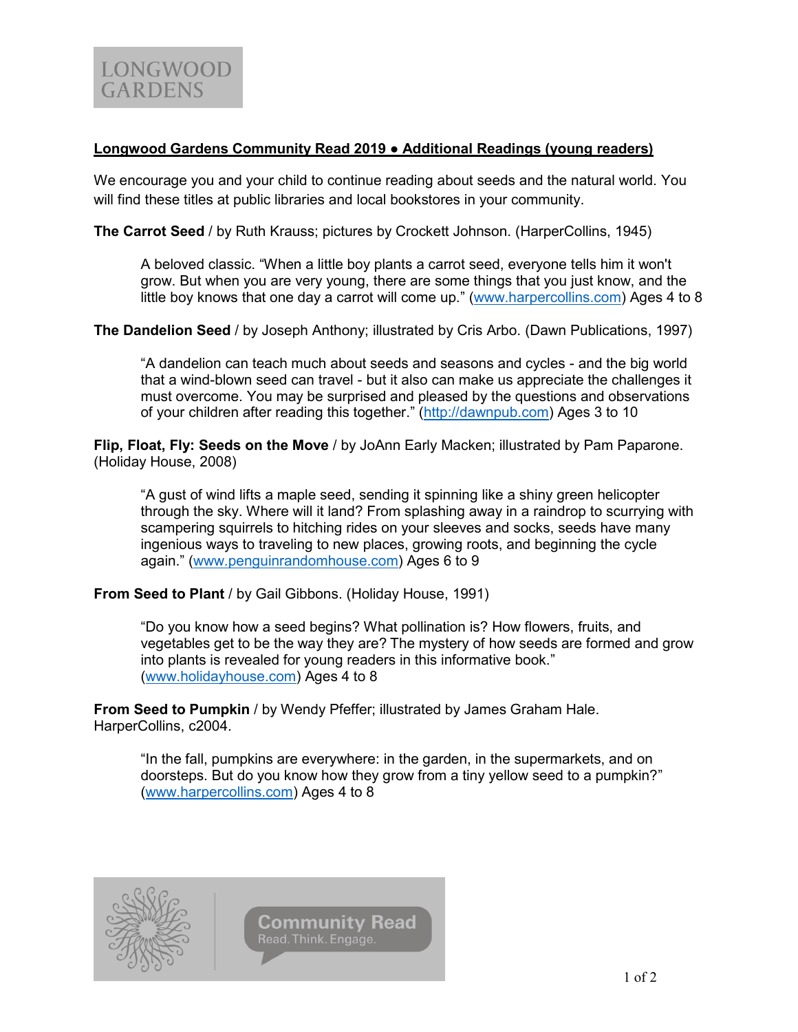LONGWOOD GARDENS

## Longwood Gardens Community Read 2019 • Additional Readings (young readers)

We encourage you and your child to continue reading about seeds and the natural world. You will find these titles at public libraries and local bookstores in your community.

**The Carrot Seed** / by Ruth Krauss; pictures by Crockett Johnson. (HarperCollins, 1945)

> A beloved classic. "When a little boy plants a carrot seed, everyone tells him it won't grow. But when you are very young, there are some things that you just know, and the little boy knows that one day a carrot will come up." (www.harpercollins.com) Ages 4 to 8

**The Dandelion Seed** / by Joseph Anthony; illustrated by Cris Arbo. (Dawn Publications, 1997)

> "A dandelion can teach much about seeds and seasons and cycles - and the big world that a wind-blown seed can travel - but it also can make us appreciate the challenges it must overcome. You may be surprised and pleased by the questions and observations of your children after reading this together." (http://dawnpub.com) Ages 3 to 10

**Flip, Float, Fly: Seeds on the Move** / by JoAnn Early Macken; illustrated by Pam Paparone. (Holiday House, 2008)

> "A gust of wind lifts a maple seed, sending it spinning like a shiny green helicopter through the sky. Where will it land? From splashing away in a raindrop to scurrying with scampering squirrels to hitching rides on your sleeves and socks, seeds have many ingenious ways to traveling to new places, growing roots, and beginning the cycle again." (www.penguinrandomhouse.com) Ages 6 to 9

**From Seed to Plant** / by Gail Gibbons. (Holiday House, 1991)

> "Do you know how a seed begins? What pollination is? How flowers, fruits, and vegetables get to be the way they are? The mystery of how seeds are formed and grow into plants is revealed for young readers in this informative book." (www.holidayhouse.com) Ages 4 to 8

**From Seed to Pumpkin** / by Wendy Pfeffer; illustrated by James Graham Hale. HarperCollins, c2004.

> "In the fall, pumpkins are everywhere: in the garden, in the supermarkets, and on doorsteps. But do you know how they grow from a tiny yellow seed to a pumpkin?" (www.harpercollins.com) Ages 4 to 8

Community Read
Read. Think. Engage.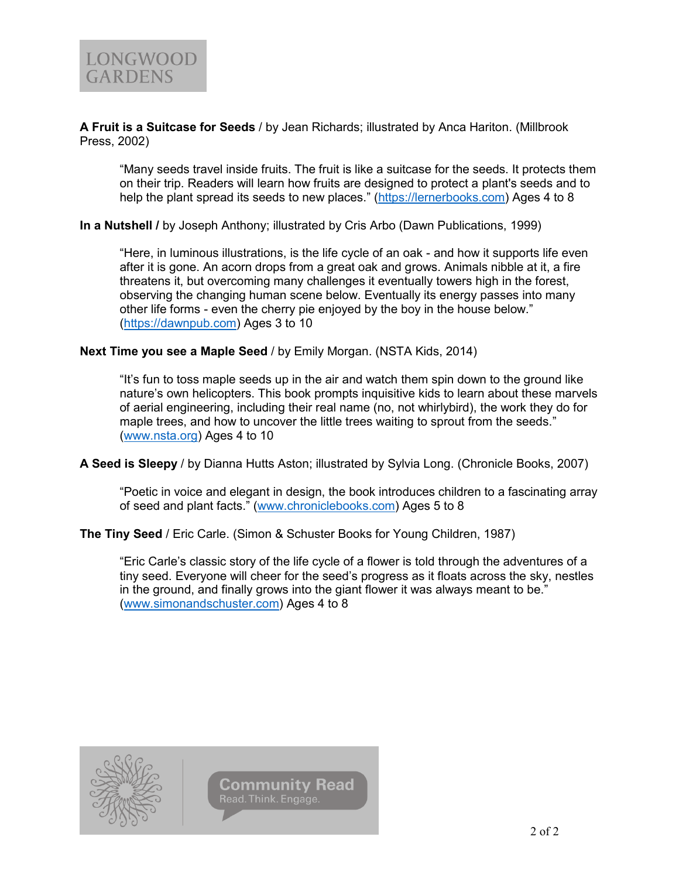**A Fruit is a Suitcase for Seeds** / by Jean Richards; illustrated by Anca Hariton. (Millbrook Press, 2002)

> "Many seeds travel inside fruits. The fruit is like a suitcase for the seeds. It protects them on their trip. Readers will learn how fruits are designed to protect a plant's seeds and to help the plant spread its seeds to new places." (https://lernerbooks.com) Ages 4 to 8

**In a Nutshell /** by Joseph Anthony; illustrated by Cris Arbo (Dawn Publications, 1999)

> "Here, in luminous illustrations, is the life cycle of an oak - and how it supports life even after it is gone. An acorn drops from a great oak and grows. Animals nibble at it, a fire threatens it, but overcoming many challenges it eventually towers high in the forest, observing the changing human scene below. Eventually its energy passes into many other life forms - even the cherry pie enjoyed by the boy in the house below." (https://dawnpub.com) Ages 3 to 10

**Next Time you see a Maple Seed** / by Emily Morgan. (NSTA Kids, 2014)

> "It's fun to toss maple seeds up in the air and watch them spin down to the ground like nature's own helicopters. This book prompts inquisitive kids to learn about these marvels of aerial engineering, including their real name (no, not whirlybird), the work they do for maple trees, and how to uncover the little trees waiting to sprout from the seeds." (www.nsta.org) Ages 4 to 10

**A Seed is Sleepy** / by Dianna Hutts Aston; illustrated by Sylvia Long. (Chronicle Books, 2007)

> "Poetic in voice and elegant in design, the book introduces children to a fascinating array of seed and plant facts." (www.chroniclebooks.com) Ages 5 to 8

**The Tiny Seed** / Eric Carle. (Simon & Schuster Books for Young Children, 1987)

> "Eric Carle's classic story of the life cycle of a flower is told through the adventures of a tiny seed. Everyone will cheer for the seed's progress as it floats across the sky, nestles in the ground, and finally grows into the giant flower it was always meant to be." (www.simonandschuster.com) Ages 4 to 8